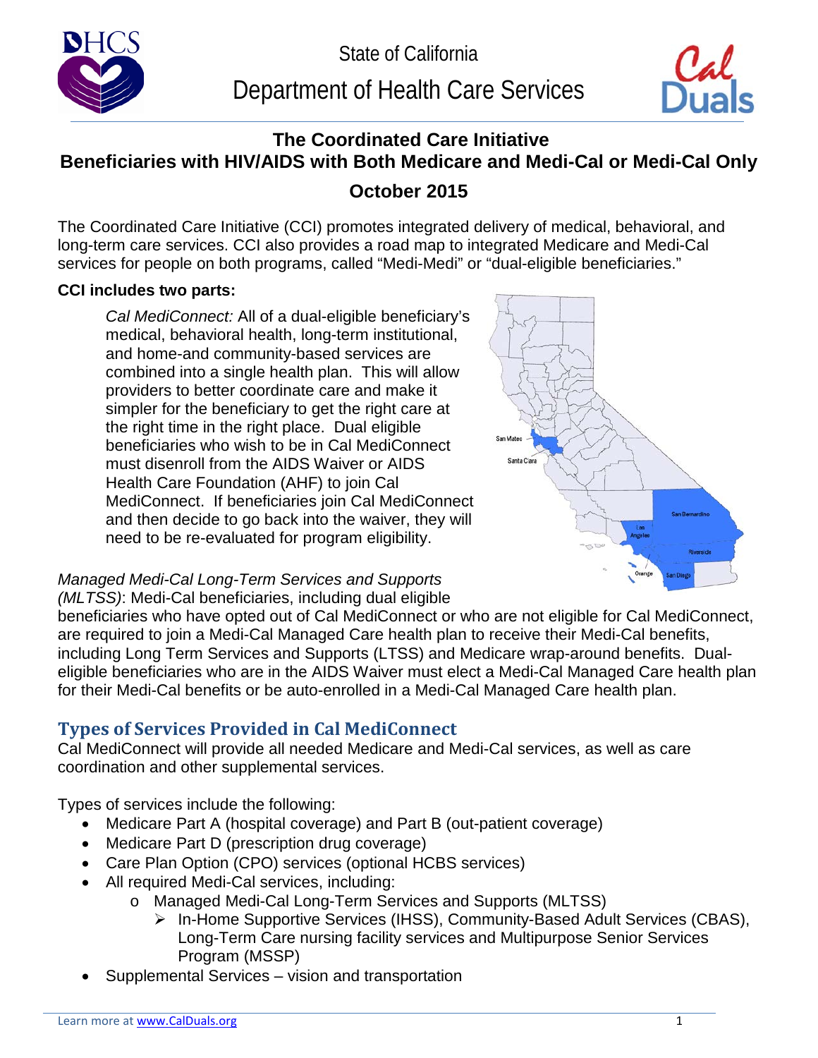State of California

Department of Health Care Services

# The Coordinated Care Initiative
# Beneficiaries with HIV/AIDS with Both Medicare and Medi-Cal or Medi-Cal Only
## October 2015

The Coordinated Care Initiative (CCI) promotes integrated delivery of medical, behavioral, and long-term care services. CCI also provides a road map to integrated Medicare and Medi-Cal services for people on both programs, called "Medi-Medi" or "dual-eligible beneficiaries."

**CCI includes two parts:**

*Cal MediConnect:* All of a dual-eligible beneficiary's medical, behavioral health, long-term institutional, and home-and community-based services are combined into a single health plan. This will allow providers to better coordinate care and make it simpler for the beneficiary to get the right care at the right time in the right place. Dual eligible beneficiaries who wish to be in Cal MediConnect must disenroll from the AIDS Waiver or AIDS Health Care Foundation (AHF) to join Cal MediConnect. If beneficiaries join Cal MediConnect and then decide to go back into the waiver, they will need to be re-evaluated for program eligibility.

*Managed Medi-Cal Long-Term Services and Supports (MLTSS)*: Medi-Cal beneficiaries, including dual eligible beneficiaries who have opted out of Cal MediConnect or who are not eligible for Cal MediConnect, are required to join a Medi-Cal Managed Care health plan to receive their Medi-Cal benefits, including Long Term Services and Supports (LTSS) and Medicare wrap-around benefits. Dual-eligible beneficiaries who are in the AIDS Waiver must elect a Medi-Cal Managed Care health plan for their Medi-Cal benefits or be auto-enrolled in a Medi-Cal Managed Care health plan.

## Types of Services Provided in Cal MediConnect

Cal MediConnect will provide all needed Medicare and Medi-Cal services, as well as care coordination and other supplemental services.

Types of services include the following:

- Medicare Part A (hospital coverage) and Part B (out-patient coverage)
- Medicare Part D (prescription drug coverage)
- Care Plan Option (CPO) services (optional HCBS services)
- All required Medi-Cal services, including:
    - Managed Medi-Cal Long-Term Services and Supports (MLTSS)
        - In-Home Supportive Services (IHSS), Community-Based Adult Services (CBAS), Long-Term Care nursing facility services and Multipurpose Senior Services Program (MSSP)
- Supplemental Services – vision and transportation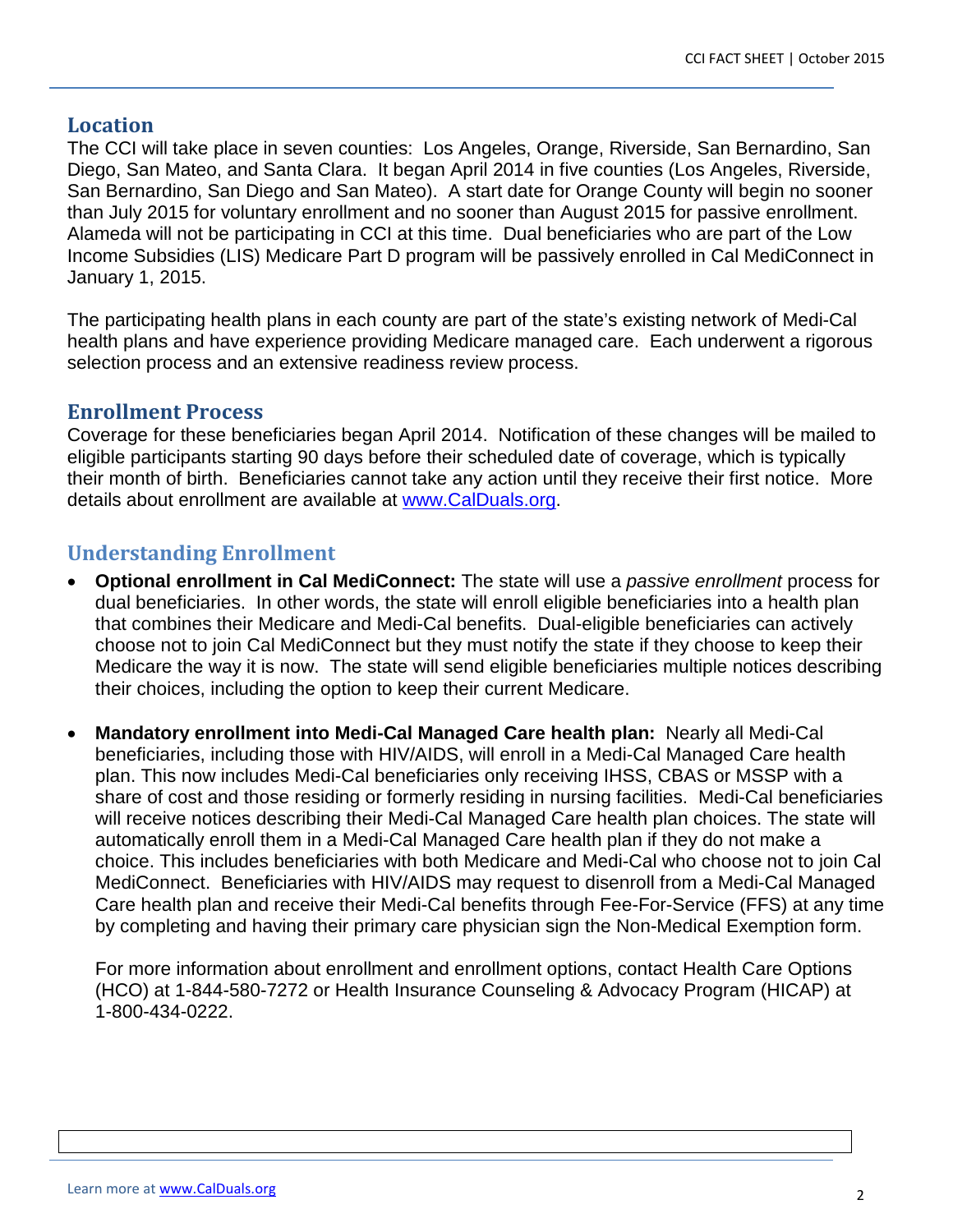## Location

The CCI will take place in seven counties: Los Angeles, Orange, Riverside, San Bernardino, San Diego, San Mateo, and Santa Clara. It began April 2014 in five counties (Los Angeles, Riverside, San Bernardino, San Diego and San Mateo). A start date for Orange County will begin no sooner than July 2015 for voluntary enrollment and no sooner than August 2015 for passive enrollment. Alameda will not be participating in CCI at this time. Dual beneficiaries who are part of the Low Income Subsidies (LIS) Medicare Part D program will be passively enrolled in Cal MediConnect in January 1, 2015.

The participating health plans in each county are part of the state's existing network of Medi-Cal health plans and have experience providing Medicare managed care. Each underwent a rigorous selection process and an extensive readiness review process.

## Enrollment Process

Coverage for these beneficiaries began April 2014. Notification of these changes will be mailed to eligible participants starting 90 days before their scheduled date of coverage, which is typically their month of birth. Beneficiaries cannot take any action until they receive their first notice. More details about enrollment are available at www.CalDuals.org.

## Understanding Enrollment

- **Optional enrollment in Cal MediConnect:** The state will use a *passive enrollment* process for dual beneficiaries. In other words, the state will enroll eligible beneficiaries into a health plan that combines their Medicare and Medi-Cal benefits. Dual-eligible beneficiaries can actively choose not to join Cal MediConnect but they must notify the state if they choose to keep their Medicare the way it is now. The state will send eligible beneficiaries multiple notices describing their choices, including the option to keep their current Medicare.

- **Mandatory enrollment into Medi-Cal Managed Care health plan:** Nearly all Medi-Cal beneficiaries, including those with HIV/AIDS, will enroll in a Medi-Cal Managed Care health plan. This now includes Medi-Cal beneficiaries only receiving IHSS, CBAS or MSSP with a share of cost and those residing or formerly residing in nursing facilities. Medi-Cal beneficiaries will receive notices describing their Medi-Cal Managed Care health plan choices. The state will automatically enroll them in a Medi-Cal Managed Care health plan if they do not make a choice. This includes beneficiaries with both Medicare and Medi-Cal who choose not to join Cal MediConnect. Beneficiaries with HIV/AIDS may request to disenroll from a Medi-Cal Managed Care health plan and receive their Medi-Cal benefits through Fee-For-Service (FFS) at any time by completing and having their primary care physician sign the Non-Medical Exemption form.

  For more information about enrollment and enrollment options, contact Health Care Options (HCO) at 1-844-580-7272 or Health Insurance Counseling & Advocacy Program (HICAP) at 1-800-434-0222.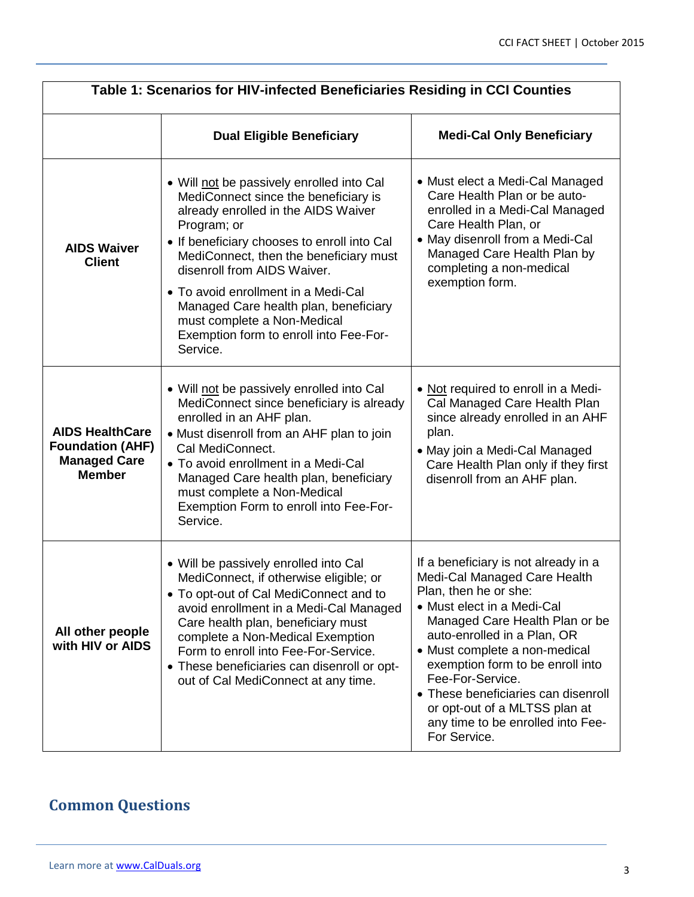**Table 1: Scenarios for HIV-infected Beneficiaries Residing in CCI Counties**

| | Dual Eligible Beneficiary | Medi-Cal Only Beneficiary |
|---|---|---|
| **AIDS Waiver Client** | • Will not be passively enrolled into Cal MediConnect since the beneficiary is already enrolled in the AIDS Waiver Program; or<br>• If beneficiary chooses to enroll into Cal MediConnect, then the beneficiary must disenroll from AIDS Waiver.<br>• To avoid enrollment in a Medi-Cal Managed Care health plan, beneficiary must complete a Non-Medical Exemption form to enroll into Fee-For-Service. | • Must elect a Medi-Cal Managed Care Health Plan or be auto-enrolled in a Medi-Cal Managed Care Health Plan, or<br>• May disenroll from a Medi-Cal Managed Care Health Plan by completing a non-medical exemption form. |
| **AIDS HealthCare Foundation (AHF) Managed Care Member** | • Will not be passively enrolled into Cal MediConnect since beneficiary is already enrolled in an AHF plan.<br>• Must disenroll from an AHF plan to join Cal MediConnect.<br>• To avoid enrollment in a Medi-Cal Managed Care health plan, beneficiary must complete a Non-Medical Exemption Form to enroll into Fee-For-Service. | • Not required to enroll in a Medi-Cal Managed Care Health Plan since already enrolled in an AHF plan.<br>• May join a Medi-Cal Managed Care Health Plan only if they first disenroll from an AHF plan. |
| **All other people with HIV or AIDS** | • Will be passively enrolled into Cal MediConnect, if otherwise eligible; or<br>• To opt-out of Cal MediConnect and to avoid enrollment in a Medi-Cal Managed Care health plan, beneficiary must complete a Non-Medical Exemption Form to enroll into Fee-For-Service.<br>• These beneficiaries can disenroll or opt-out of Cal MediConnect at any time. | If a beneficiary is not already in a Medi-Cal Managed Care Health Plan, then he or she:<br>• Must elect in a Medi-Cal Managed Care Health Plan or be auto-enrolled in a Plan, OR<br>• Must complete a non-medical exemption form to be enroll into Fee-For-Service.<br>• These beneficiaries can disenroll or opt-out of a MLTSS plan at any time to be enrolled into Fee-For Service. |

## Common Questions

Learn more at www.CalDuals.org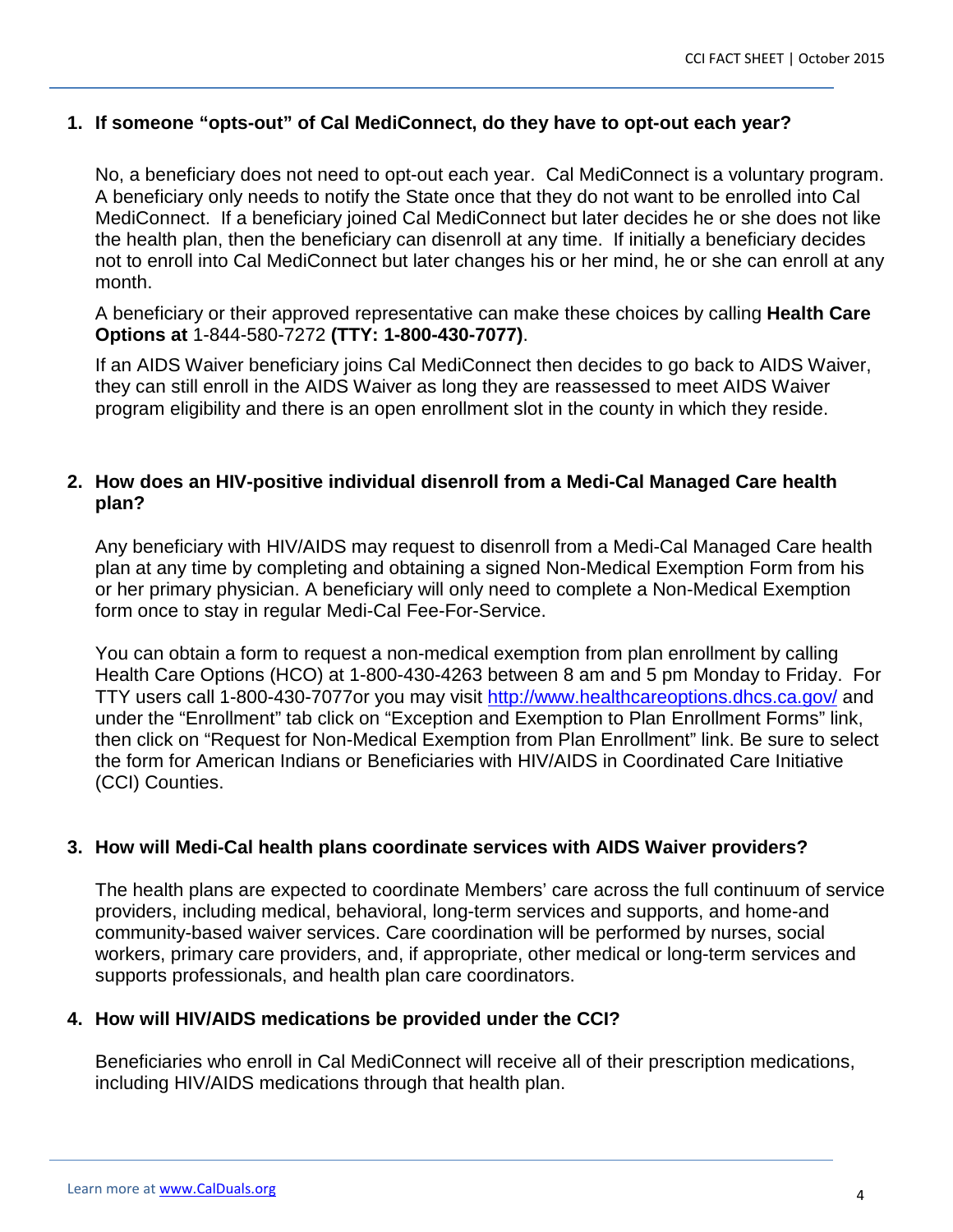1. **If someone "opts-out" of Cal MediConnect, do they have to opt-out each year?**

   No, a beneficiary does not need to opt-out each year. Cal MediConnect is a voluntary program. A beneficiary only needs to notify the State once that they do not want to be enrolled into Cal MediConnect. If a beneficiary joined Cal MediConnect but later decides he or she does not like the health plan, then the beneficiary can disenroll at any time. If initially a beneficiary decides not to enroll into Cal MediConnect but later changes his or her mind, he or she can enroll at any month.

   A beneficiary or their approved representative can make these choices by calling **Health Care Options at** 1-844-580-7272 **(TTY: 1-800-430-7077)**.

   If an AIDS Waiver beneficiary joins Cal MediConnect then decides to go back to AIDS Waiver, they can still enroll in the AIDS Waiver as long they are reassessed to meet AIDS Waiver program eligibility and there is an open enrollment slot in the county in which they reside.

2. **How does an HIV-positive individual disenroll from a Medi-Cal Managed Care health plan?**

   Any beneficiary with HIV/AIDS may request to disenroll from a Medi-Cal Managed Care health plan at any time by completing and obtaining a signed Non-Medical Exemption Form from his or her primary physician. A beneficiary will only need to complete a Non-Medical Exemption form once to stay in regular Medi-Cal Fee-For-Service.

   You can obtain a form to request a non-medical exemption from plan enrollment by calling Health Care Options (HCO) at 1-800-430-4263 between 8 am and 5 pm Monday to Friday. For TTY users call 1-800-430-7077or you may visit http://www.healthcareoptions.dhcs.ca.gov/ and under the "Enrollment" tab click on "Exception and Exemption to Plan Enrollment Forms" link, then click on "Request for Non-Medical Exemption from Plan Enrollment" link. Be sure to select the form for American Indians or Beneficiaries with HIV/AIDS in Coordinated Care Initiative (CCI) Counties.

3. **How will Medi-Cal health plans coordinate services with AIDS Waiver providers?**

   The health plans are expected to coordinate Members' care across the full continuum of service providers, including medical, behavioral, long-term services and supports, and home-and community-based waiver services. Care coordination will be performed by nurses, social workers, primary care providers, and, if appropriate, other medical or long-term services and supports professionals, and health plan care coordinators.

4. **How will HIV/AIDS medications be provided under the CCI?**

   Beneficiaries who enroll in Cal MediConnect will receive all of their prescription medications, including HIV/AIDS medications through that health plan.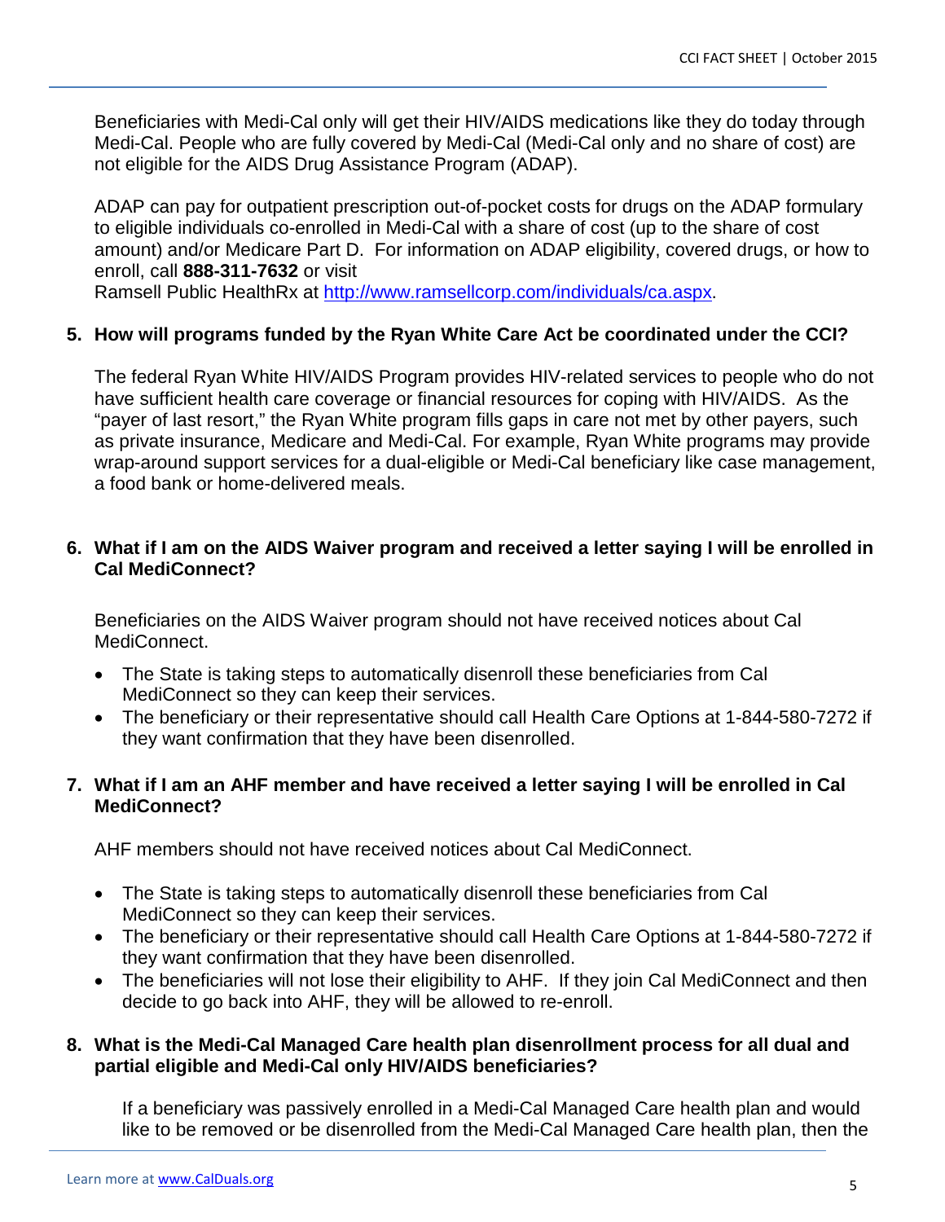Beneficiaries with Medi-Cal only will get their HIV/AIDS medications like they do today through Medi-Cal. People who are fully covered by Medi-Cal (Medi-Cal only and no share of cost) are not eligible for the AIDS Drug Assistance Program (ADAP).

ADAP can pay for outpatient prescription out-of-pocket costs for drugs on the ADAP formulary to eligible individuals co-enrolled in Medi-Cal with a share of cost (up to the share of cost amount) and/or Medicare Part D. For information on ADAP eligibility, covered drugs, or how to enroll, call **888-311-7632** or visit Ramsell Public HealthRx at [http://www.ramsellcorp.com/individuals/ca.aspx](http://www.ramsellcorp.com/individuals/ca.aspx).

**5. How will programs funded by the Ryan White Care Act be coordinated under the CCI?**

The federal Ryan White HIV/AIDS Program provides HIV-related services to people who do not have sufficient health care coverage or financial resources for coping with HIV/AIDS. As the "payer of last resort," the Ryan White program fills gaps in care not met by other payers, such as private insurance, Medicare and Medi-Cal. For example, Ryan White programs may provide wrap-around support services for a dual-eligible or Medi-Cal beneficiary like case management, a food bank or home-delivered meals.

**6. What if I am on the AIDS Waiver program and received a letter saying I will be enrolled in Cal MediConnect?**

Beneficiaries on the AIDS Waiver program should not have received notices about Cal MediConnect.

- The State is taking steps to automatically disenroll these beneficiaries from Cal MediConnect so they can keep their services.
- The beneficiary or their representative should call Health Care Options at 1-844-580-7272 if they want confirmation that they have been disenrolled.

**7. What if I am an AHF member and have received a letter saying I will be enrolled in Cal MediConnect?**

AHF members should not have received notices about Cal MediConnect.

- The State is taking steps to automatically disenroll these beneficiaries from Cal MediConnect so they can keep their services.
- The beneficiary or their representative should call Health Care Options at 1-844-580-7272 if they want confirmation that they have been disenrolled.
- The beneficiaries will not lose their eligibility to AHF. If they join Cal MediConnect and then decide to go back into AHF, they will be allowed to re-enroll.

**8. What is the Medi-Cal Managed Care health plan disenrollment process for all dual and partial eligible and Medi-Cal only HIV/AIDS beneficiaries?**

If a beneficiary was passively enrolled in a Medi-Cal Managed Care health plan and would like to be removed or be disenrolled from the Medi-Cal Managed Care health plan, then the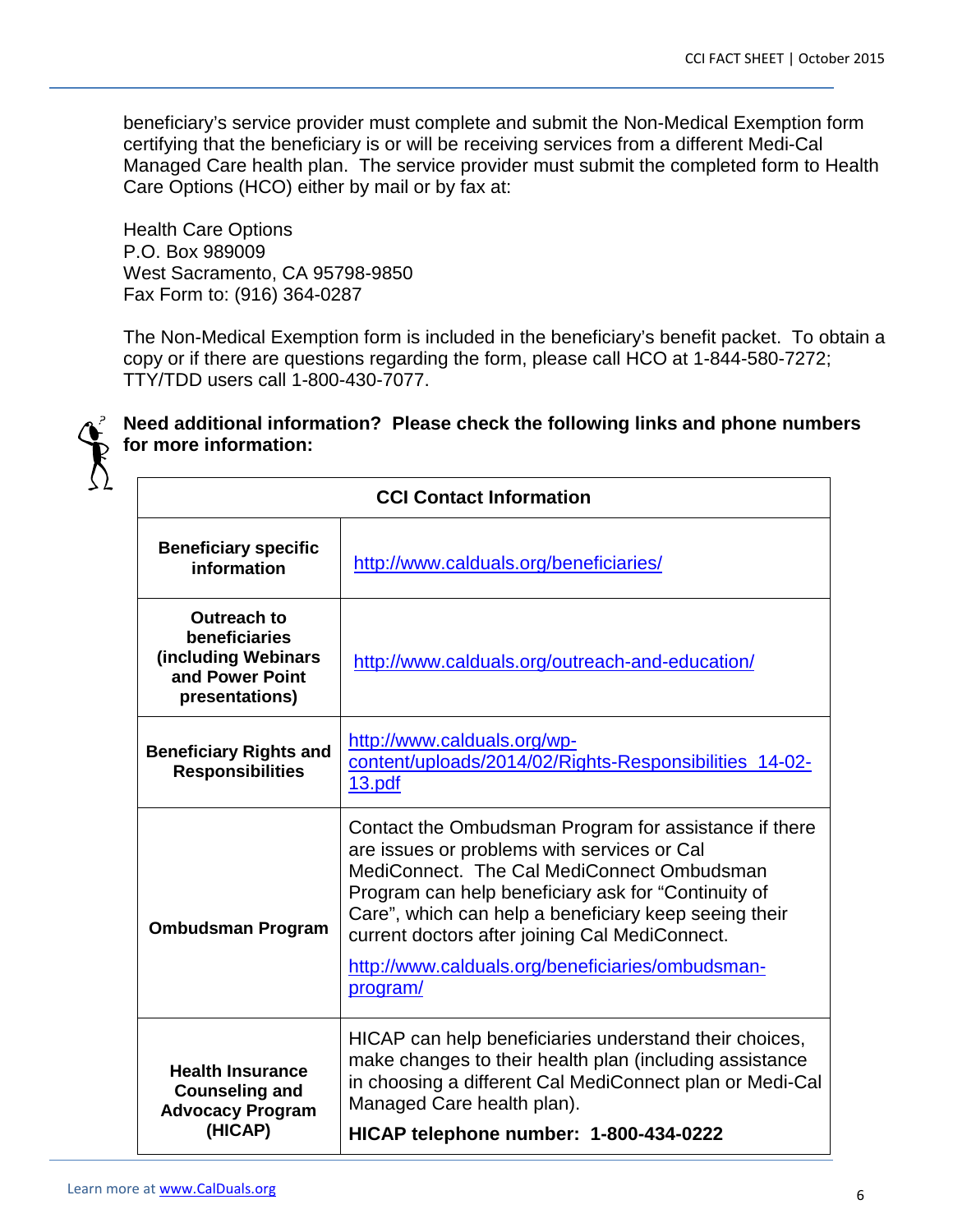beneficiary's service provider must complete and submit the Non-Medical Exemption form certifying that the beneficiary is or will be receiving services from a different Medi-Cal Managed Care health plan. The service provider must submit the completed form to Health Care Options (HCO) either by mail or by fax at:

Health Care Options
P.O. Box 989009
West Sacramento, CA 95798-9850
Fax Form to: (916) 364-0287

The Non-Medical Exemption form is included in the beneficiary's benefit packet. To obtain a copy or if there are questions regarding the form, please call HCO at 1-844-580-7272; TTY/TDD users call 1-800-430-7077.

**Need additional information? Please check the following links and phone numbers for more information:**

| **CCI Contact Information** | |
|---|---|
| **Beneficiary specific information** | http://www.calduals.org/beneficiaries/ |
| **Outreach to beneficiaries (including Webinars and Power Point presentations)** | http://www.calduals.org/outreach-and-education/ |
| **Beneficiary Rights and Responsibilities** | http://www.calduals.org/wp-content/uploads/2014/02/Rights-Responsibilities_14-02-13.pdf |
| **Ombudsman Program** | Contact the Ombudsman Program for assistance if there are issues or problems with services or Cal MediConnect. The Cal MediConnect Ombudsman Program can help beneficiary ask for "Continuity of Care", which can help a beneficiary keep seeing their current doctors after joining Cal MediConnect. http://www.calduals.org/beneficiaries/ombudsman-program/ |
| **Health Insurance Counseling and Advocacy Program (HICAP)** | HICAP can help beneficiaries understand their choices, make changes to their health plan (including assistance in choosing a different Cal MediConnect plan or Medi-Cal Managed Care health plan). **HICAP telephone number: 1-800-434-0222** |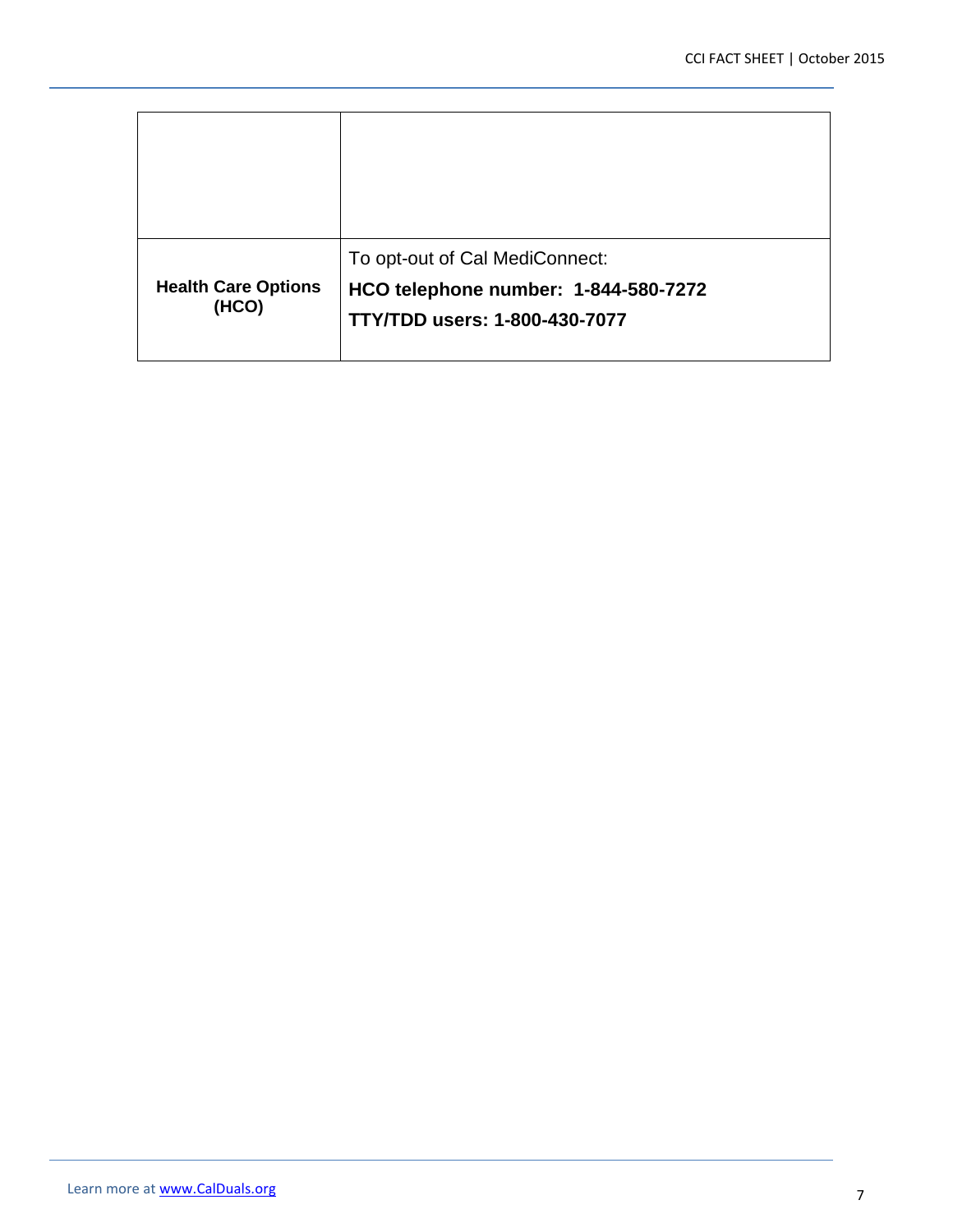| | |
|---|---|
| | |
| **Health Care Options (HCO)** | To opt-out of Cal MediConnect:<br>**HCO telephone number: 1-844-580-7272**<br>**TTY/TDD users: 1-800-430-7077** |